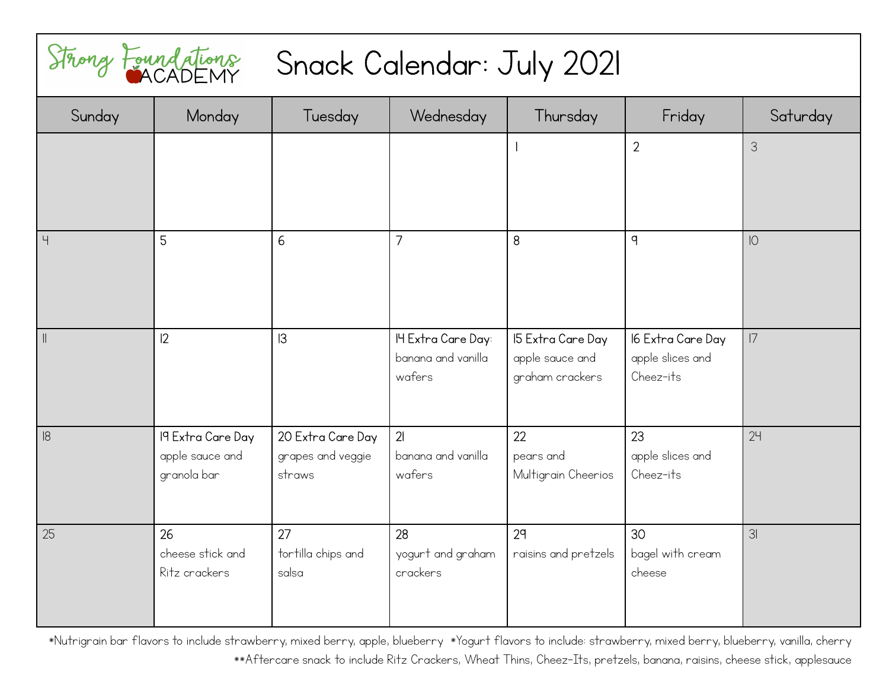# Strong Foundations ACADEMY — Snack Calendar: July 2021

| Sunday | Monday | Tuesday | Wednesday | Thursday | Friday | Saturday |
| --- | --- | --- | --- | --- | --- | --- |
| | | | | 1 | 2 | 3 |
| 4 | 5 | 6 | 7 | 8 | 9 | 10 |
| 11 | 12 | 13 | 14 Extra Care Day: banana and vanilla wafers | 15 Extra Care Day apple sauce and graham crackers | 16 Extra Care Day apple slices and Cheez-its | 17 |
| 18 | 19 Extra Care Day apple sauce and granola bar | 20 Extra Care Day grapes and veggie straws | 21 banana and vanilla wafers | 22 pears and Multigrain Cheerios | 23 apple slices and Cheez-its | 24 |
| 25 | 26 cheese stick and Ritz crackers | 27 tortilla chips and salsa | 28 yogurt and graham crackers | 29 raisins and pretzels | 30 bagel with cream cheese | 31 |

*Nutrigrain bar flavors to include strawberry, mixed berry, apple, blueberry *Yogurt flavors to include: strawberry, mixed berry, blueberry, vanilla, cherry

**Aftercare snack to include Ritz Crackers, Wheat Thins, Cheez-Its, pretzels, banana, raisins, cheese stick, applesauce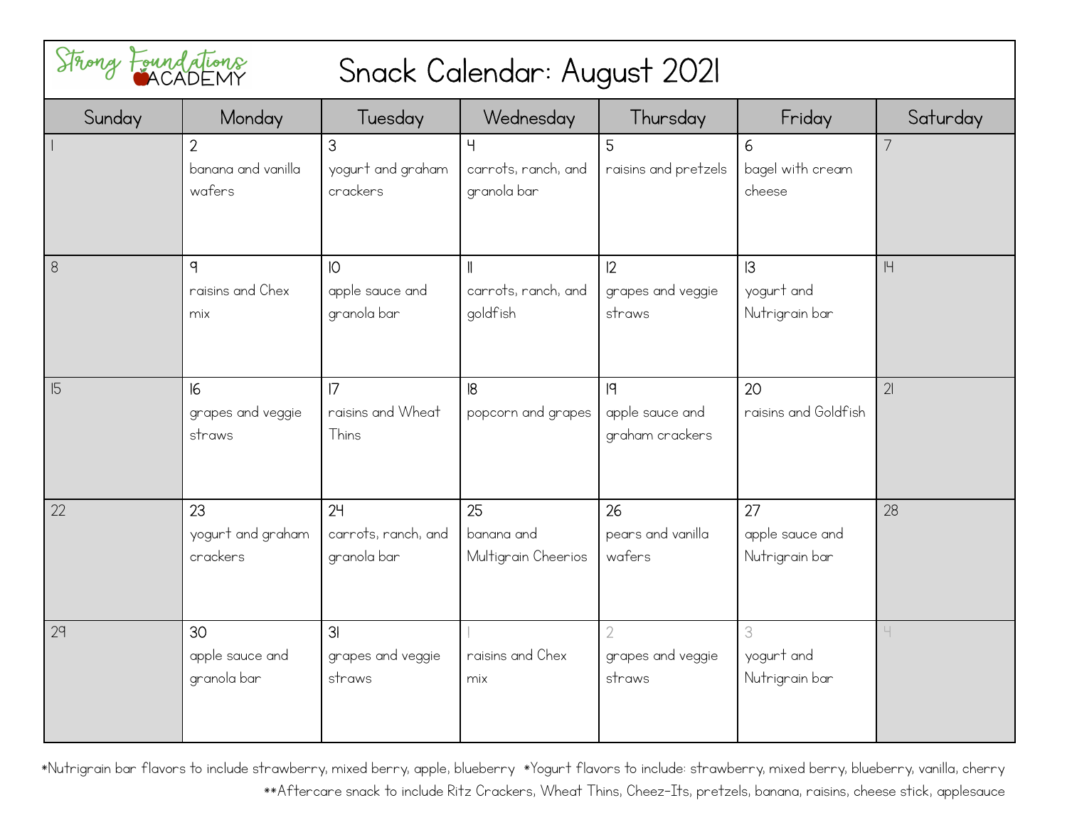# Strong Foundations ACADEMY

# Snack Calendar: August 2021

| Sunday | Monday | Tuesday | Wednesday | Thursday | Friday | Saturday |
|---|---|---|---|---|---|---|
| 1 | 2<br>banana and vanilla wafers | 3<br>yogurt and graham crackers | 4<br>carrots, ranch, and granola bar | 5<br>raisins and pretzels | 6<br>bagel with cream cheese | 7 |
| 8 | 9<br>raisins and Chex mix | 10<br>apple sauce and granola bar | 11<br>carrots, ranch, and goldfish | 12<br>grapes and veggie straws | 13<br>yogurt and Nutrigrain bar | 14 |
| 15 | 16<br>grapes and veggie straws | 17<br>raisins and Wheat Thins | 18<br>popcorn and grapes | 19<br>apple sauce and graham crackers | 20<br>raisins and Goldfish | 21 |
| 22 | 23<br>yogurt and graham crackers | 24<br>carrots, ranch, and granola bar | 25<br>banana and Multigrain Cheerios | 26<br>pears and vanilla wafers | 27<br>apple sauce and Nutrigrain bar | 28 |
| 29 | 30<br>apple sauce and granola bar | 31<br>grapes and veggie straws | 1<br>raisins and Chex mix | 2<br>grapes and veggie straws | 3<br>yogurt and Nutrigrain bar | 4 |

*Nutrigrain bar flavors to include strawberry, mixed berry, apple, blueberry  *Yogurt flavors to include: strawberry, mixed berry, blueberry, vanilla, cherry

**Aftercare snack to include Ritz Crackers, Wheat Thins, Cheez-Its, pretzels, banana, raisins, cheese stick, applesauce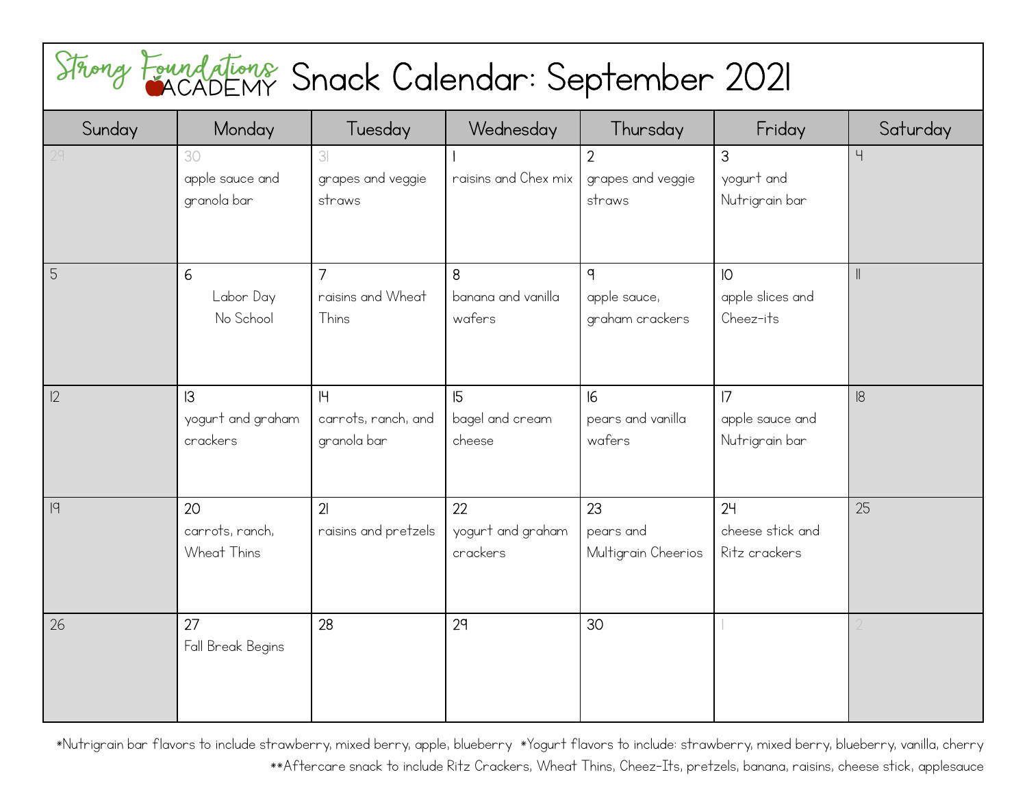# Strong Foundations ACADEMY Snack Calendar: September 2021

| Sunday | Monday | Tuesday | Wednesday | Thursday | Friday | Saturday |
|---|---|---|---|---|---|---|
| 29 | 30 apple sauce and granola bar | 31 grapes and veggie straws | 1 raisins and Chex mix | 2 grapes and veggie straws | 3 yogurt and Nutrigrain bar | 4 |
| 5 | 6 Labor Day No School | 7 raisins and Wheat Thins | 8 banana and vanilla wafers | 9 apple sauce, graham crackers | 10 apple slices and Cheez-its | 11 |
| 12 | 13 yogurt and graham crackers | 14 carrots, ranch, and granola bar | 15 bagel and cream cheese | 16 pears and vanilla wafers | 17 apple sauce and Nutrigrain bar | 18 |
| 19 | 20 carrots, ranch, Wheat Thins | 21 raisins and pretzels | 22 yogurt and graham crackers | 23 pears and Multigrain Cheerios | 24 cheese stick and Ritz crackers | 25 |
| 26 | 27 Fall Break Begins | 28 | 29 | 30 | 1 | 2 |

*Nutrigrain bar flavors to include strawberry, mixed berry, apple, blueberry *Yogurt flavors to include: strawberry, mixed berry, blueberry, vanilla, cherry

**Aftercare snack to include Ritz Crackers, Wheat Thins, Cheez-Its, pretzels, banana, raisins, cheese stick, applesauce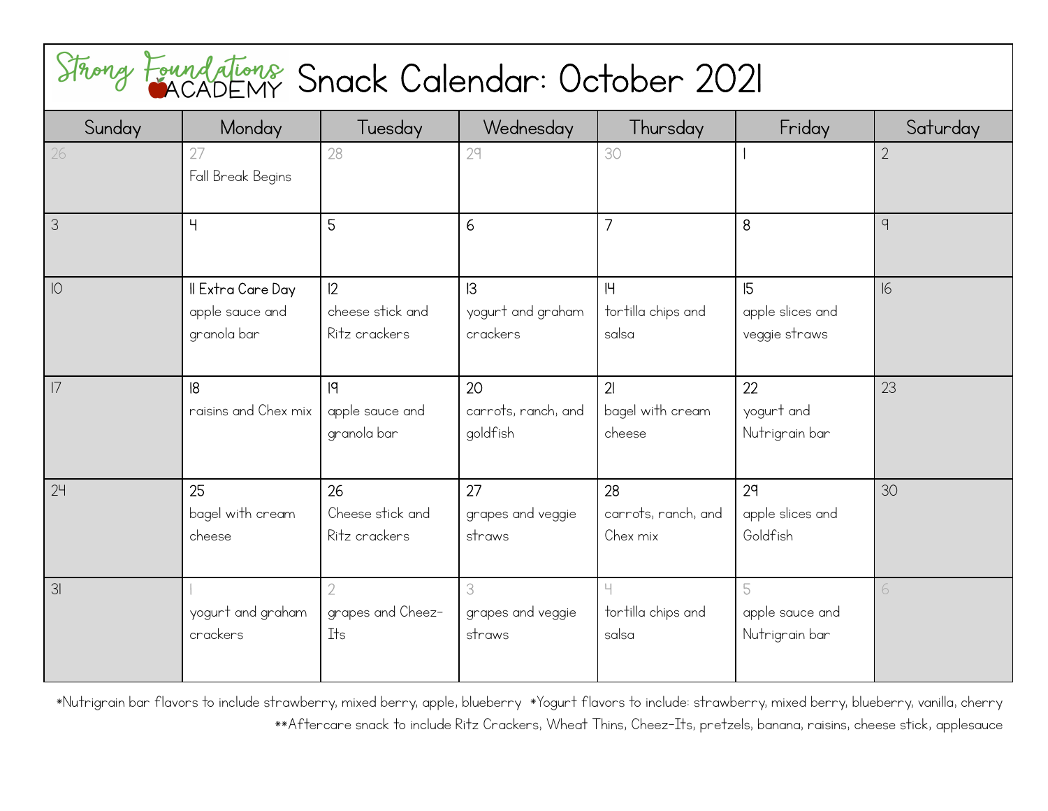# Strong Foundations ACADEMY Snack Calendar: October 2021

| Sunday | Monday | Tuesday | Wednesday | Thursday | Friday | Saturday |
|---|---|---|---|---|---|---|
| 26 | 27 Fall Break Begins | 28 | 29 | 30 | 1 | 2 |
| 3 | 4 | 5 | 6 | 7 | 8 | 9 |
| 10 | 11 **Extra Care Day** apple sauce and granola bar | 12 cheese stick and Ritz crackers | 13 yogurt and graham crackers | 14 tortilla chips and salsa | 15 apple slices and veggie straws | 16 |
| 17 | 18 raisins and Chex mix | 19 apple sauce and granola bar | 20 carrots, ranch, and goldfish | 21 bagel with cream cheese | 22 yogurt and Nutrigrain bar | 23 |
| 24 | 25 bagel with cream cheese | 26 Cheese stick and Ritz crackers | 27 grapes and veggie straws | 28 carrots, ranch, and Chex mix | 29 apple slices and Goldfish | 30 |
| 31 | 1 yogurt and graham crackers | 2 grapes and Cheez-Its | 3 grapes and veggie straws | 4 tortilla chips and salsa | 5 apple sauce and Nutrigrain bar | 6 |

*Nutrigrain bar flavors to include strawberry, mixed berry, apple, blueberry *Yogurt flavors to include: strawberry, mixed berry, blueberry, vanilla, cherry

**Aftercare snack to include Ritz Crackers, Wheat Thins, Cheez-Its, pretzels, banana, raisins, cheese stick, applesauce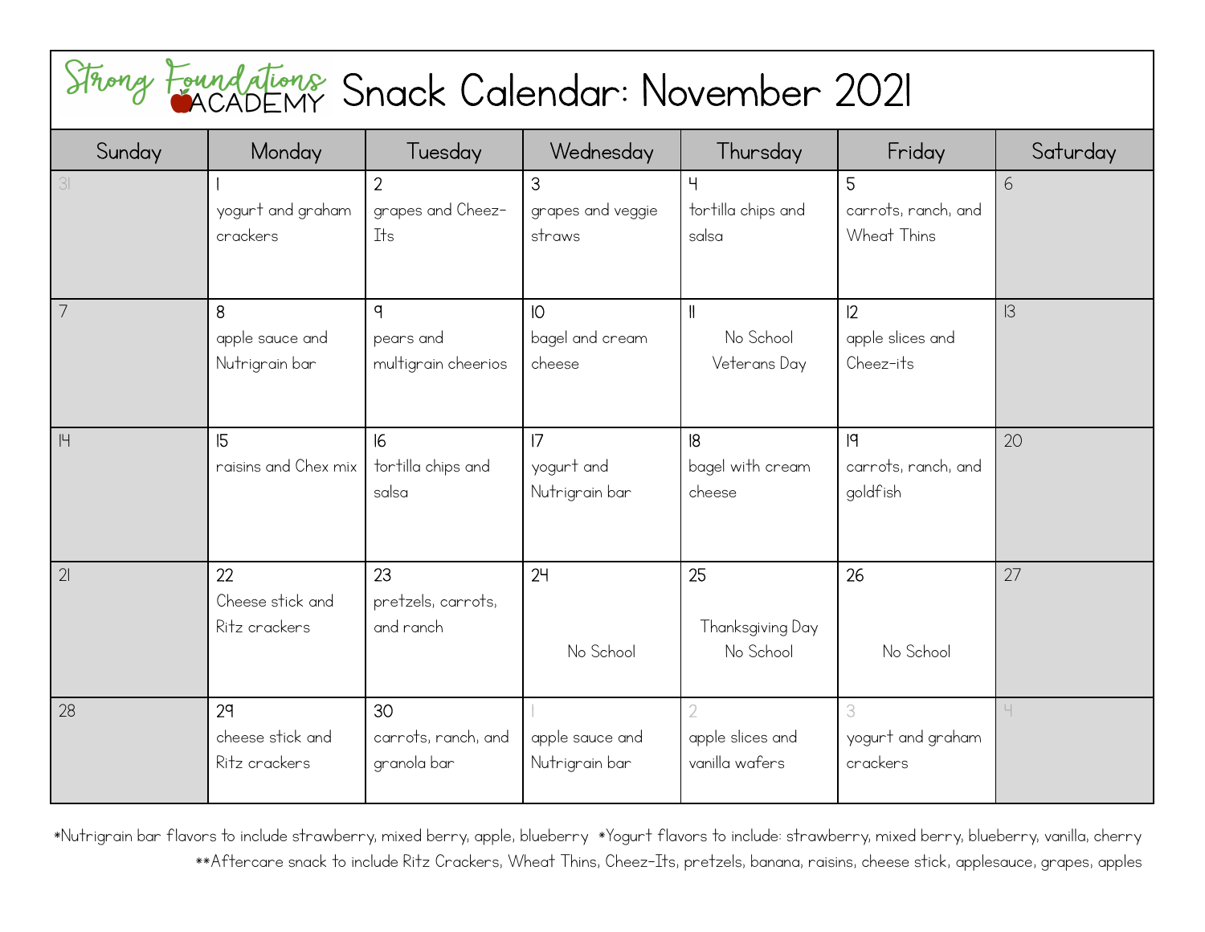# Strong Foundations ACADEMY Snack Calendar: November 2021

| Sunday | Monday | Tuesday | Wednesday | Thursday | Friday | Saturday |
|---|---|---|---|---|---|---|
| 31 | 1<br>yogurt and graham crackers | 2<br>grapes and Cheez-Its | 3<br>grapes and veggie straws | 4<br>tortilla chips and salsa | 5<br>carrots, ranch, and Wheat Thins | 6 |
| 7 | 8<br>apple sauce and Nutrigrain bar | 9<br>pears and multigrain cheerios | 10<br>bagel and cream cheese | 11<br>No School<br>Veterans Day | 12<br>apple slices and Cheez-its | 13 |
| 14 | 15<br>raisins and Chex mix | 16<br>tortilla chips and salsa | 17<br>yogurt and Nutrigrain bar | 18<br>bagel with cream cheese | 19<br>carrots, ranch, and goldfish | 20 |
| 21 | 22<br>Cheese stick and Ritz crackers | 23<br>pretzels, carrots, and ranch | 24<br>No School | 25<br>Thanksgiving Day<br>No School | 26<br>No School | 27 |
| 28 | 29<br>cheese stick and Ritz crackers | 30<br>carrots, ranch, and granola bar | 1<br>apple sauce and Nutrigrain bar | 2<br>apple slices and vanilla wafers | 3<br>yogurt and graham crackers | 4 |

*Nutrigrain bar flavors to include strawberry, mixed berry, apple, blueberry *Yogurt flavors to include: strawberry, mixed berry, blueberry, vanilla, cherry

**Aftercare snack to include Ritz Crackers, Wheat Thins, Cheez-Its, pretzels, banana, raisins, cheese stick, applesauce, grapes, apples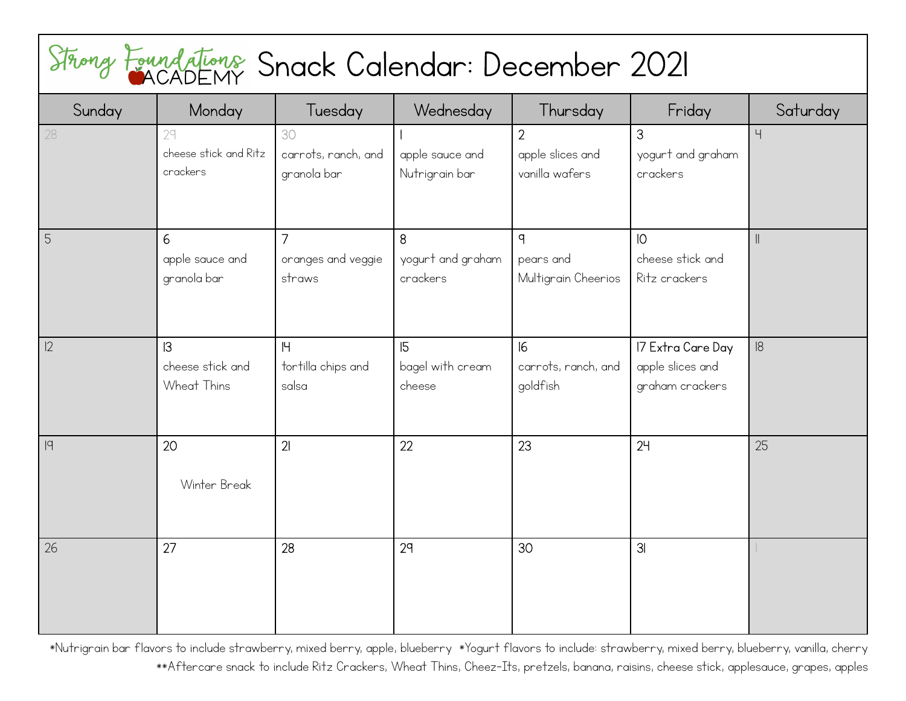# Strong Foundations Academy Snack Calendar: December 2021

| Sunday | Monday | Tuesday | Wednesday | Thursday | Friday | Saturday |
|---|---|---|---|---|---|---|
| 28 | 29 cheese stick and Ritz crackers | 30 carrots, ranch, and granola bar | 1 apple sauce and Nutrigrain bar | 2 apple slices and vanilla wafers | 3 yogurt and graham crackers | 4 |
| 5 | 6 apple sauce and granola bar | 7 oranges and veggie straws | 8 yogurt and graham crackers | 9 pears and Multigrain Cheerios | 10 cheese stick and Ritz crackers | 11 |
| 12 | 13 cheese stick and Wheat Thins | 14 tortilla chips and salsa | 15 bagel with cream cheese | 16 carrots, ranch, and goldfish | 17 Extra Care Day apple slices and graham crackers | 18 |
| 19 | 20 Winter Break | 21 | 22 | 23 | 24 | 25 |
| 26 | 27 | 28 | 29 | 30 | 31 | 1 |

*Nutrigrain bar flavors to include strawberry, mixed berry, apple, blueberry *Yogurt flavors to include: strawberry, mixed berry, blueberry, vanilla, cherry

**Aftercare snack to include Ritz Crackers, Wheat Thins, Cheez-Its, pretzels, banana, raisins, cheese stick, applesauce, grapes, apples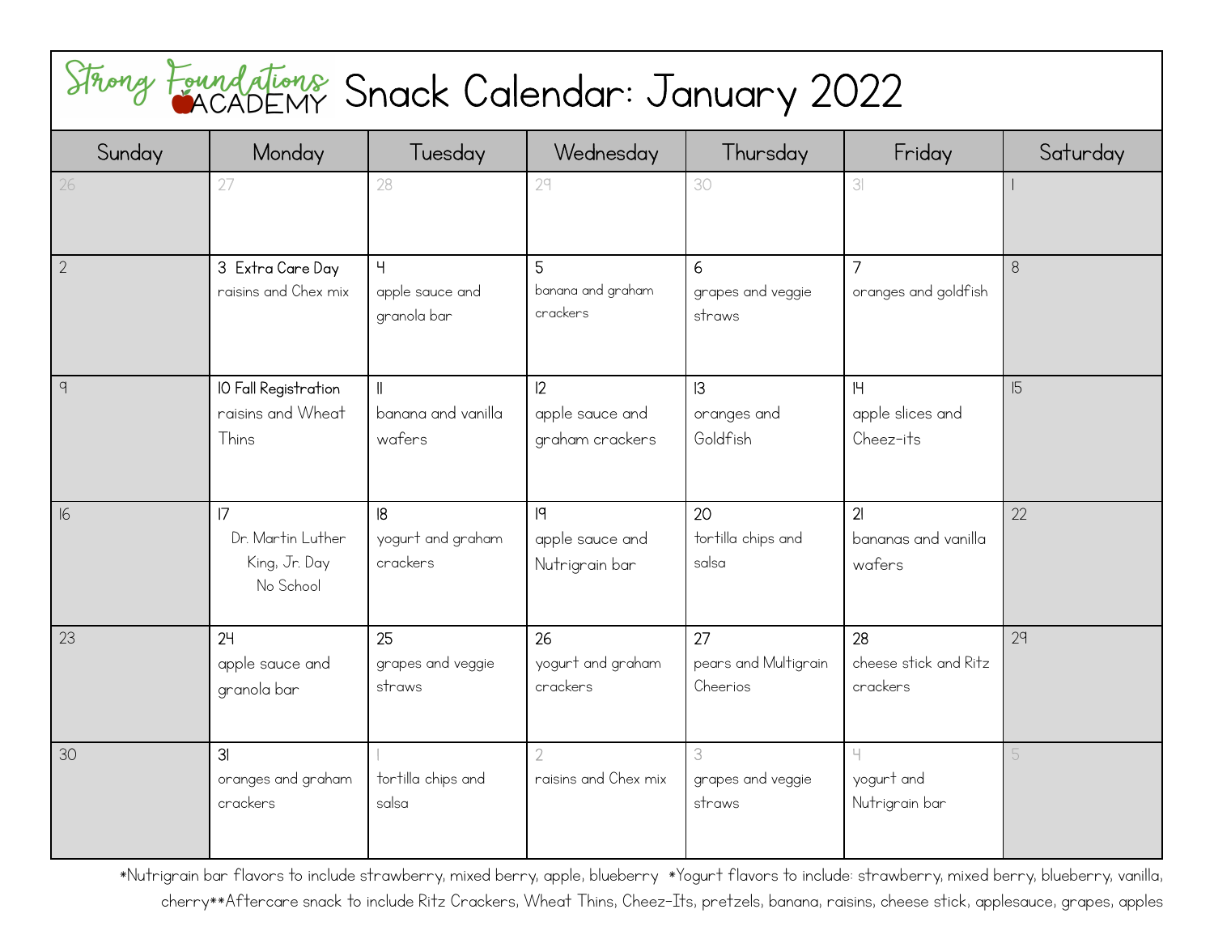# Strong Foundations Academy Snack Calendar: January 2022

| Sunday | Monday | Tuesday | Wednesday | Thursday | Friday | Saturday |
|---|---|---|---|---|---|---|
| 26 | 27 | 28 | 29 | 30 | 31 | 1 |
| 2 | 3 Extra Care Day<br>raisins and Chex mix | 4<br>apple sauce and granola bar | 5<br>banana and graham crackers | 6<br>grapes and veggie straws | 7<br>oranges and goldfish | 8 |
| 9 | 10 Fall Registration<br>raisins and Wheat Thins | 11<br>banana and vanilla wafers | 12<br>apple sauce and graham crackers | 13<br>oranges and Goldfish | 14<br>apple slices and Cheez-its | 15 |
| 16 | 17<br>Dr. Martin Luther King, Jr. Day<br>No School | 18<br>yogurt and graham crackers | 19<br>apple sauce and Nutrigrain bar | 20<br>tortilla chips and salsa | 21<br>bananas and vanilla wafers | 22 |
| 23 | 24<br>apple sauce and granola bar | 25<br>grapes and veggie straws | 26<br>yogurt and graham crackers | 27<br>pears and Multigrain Cheerios | 28<br>cheese stick and Ritz crackers | 29 |
| 30 | 31<br>oranges and graham crackers | 1<br>tortilla chips and salsa | 2<br>raisins and Chex mix | 3<br>grapes and veggie straws | 4<br>yogurt and Nutrigrain bar | 5 |

*Nutrigrain bar flavors to include strawberry, mixed berry, apple, blueberry *Yogurt flavors to include: strawberry, mixed berry, blueberry, vanilla, cherry**Aftercare snack to include Ritz Crackers, Wheat Thins, Cheez-Its, pretzels, banana, raisins, cheese stick, applesauce, grapes, apples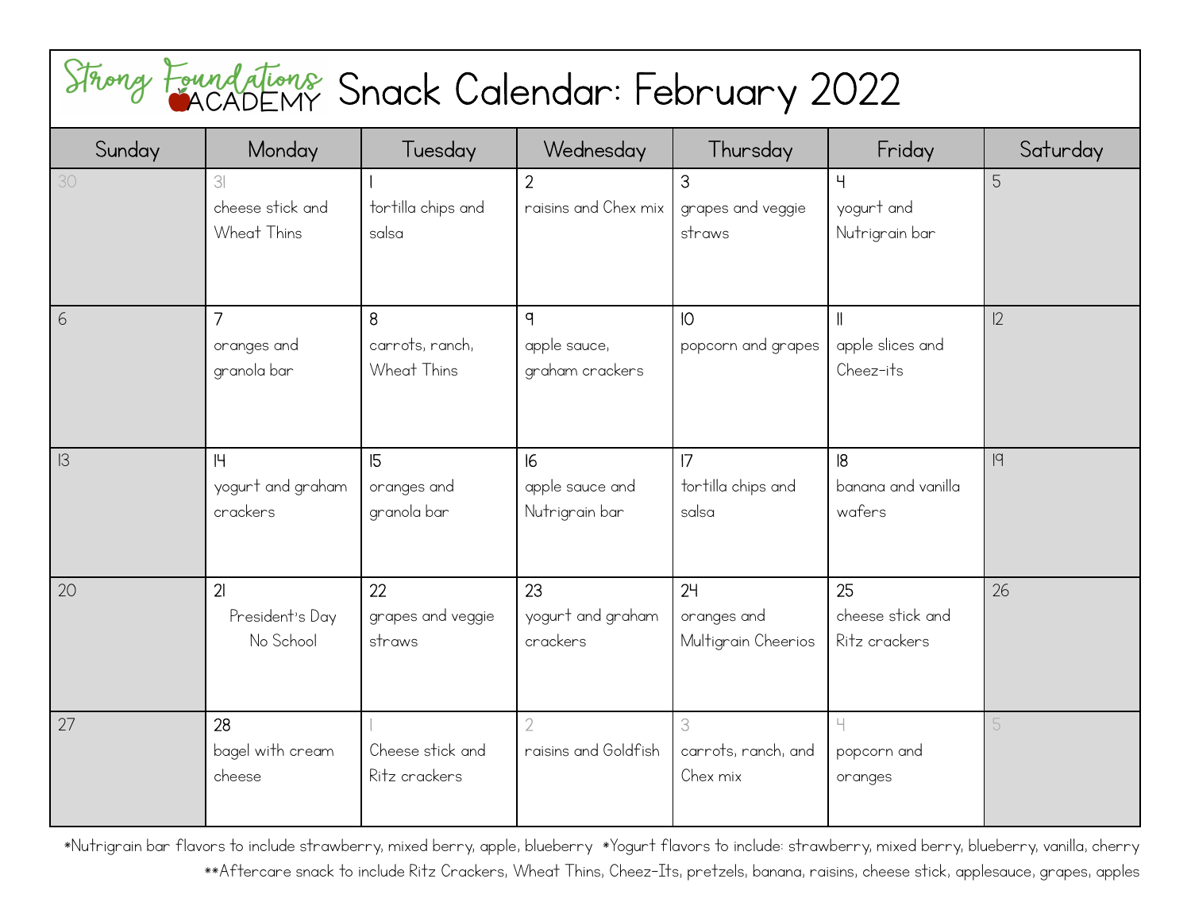# Strong Foundations Academy Snack Calendar: February 2022

| Sunday | Monday | Tuesday | Wednesday | Thursday | Friday | Saturday |
|---|---|---|---|---|---|---|
| 30 | 31 cheese stick and Wheat Thins | 1 tortilla chips and salsa | 2 raisins and Chex mix | 3 grapes and veggie straws | 4 yogurt and Nutrigrain bar | 5 |
| 6 | 7 oranges and granola bar | 8 carrots, ranch, Wheat Thins | 9 apple sauce, graham crackers | 10 popcorn and grapes | 11 apple slices and Cheez-its | 12 |
| 13 | 14 yogurt and graham crackers | 15 oranges and granola bar | 16 apple sauce and Nutrigrain bar | 17 tortilla chips and salsa | 18 banana and vanilla wafers | 19 |
| 20 | 21 President's Day No School | 22 grapes and veggie straws | 23 yogurt and graham crackers | 24 oranges and Multigrain Cheerios | 25 cheese stick and Ritz crackers | 26 |
| 27 | 28 bagel with cream cheese | 1 Cheese stick and Ritz crackers | 2 raisins and Goldfish | 3 carrots, ranch, and Chex mix | 4 popcorn and oranges | 5 |

*Nutrigrain bar flavors to include strawberry, mixed berry, apple, blueberry *Yogurt flavors to include: strawberry, mixed berry, blueberry, vanilla, cherry

**Aftercare snack to include Ritz Crackers, Wheat Thins, Cheez-Its, pretzels, banana, raisins, cheese stick, applesauce, grapes, apples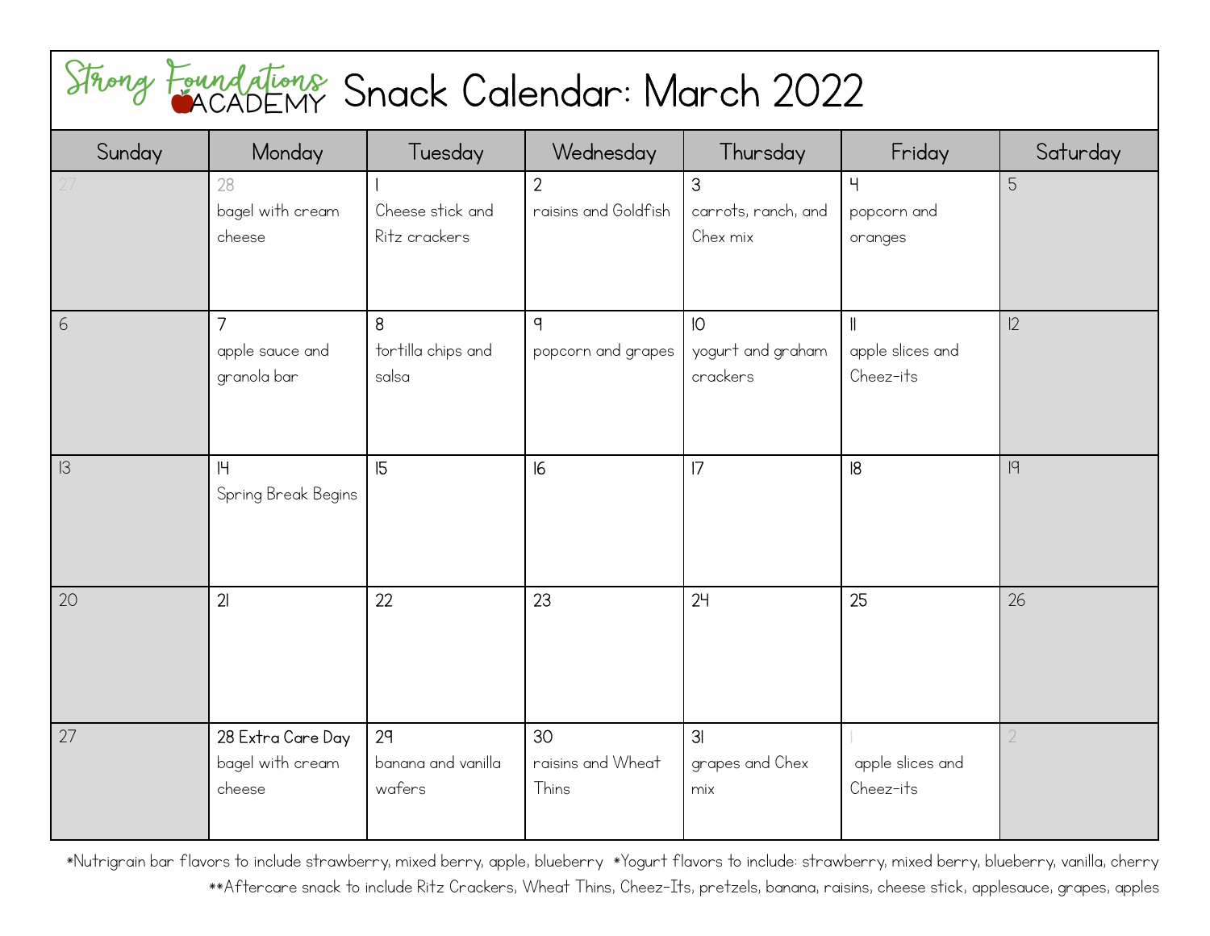# Strong Foundations ACADEMY Snack Calendar: March 2022

| Sunday | Monday | Tuesday | Wednesday | Thursday | Friday | Saturday |
|---|---|---|---|---|---|---|
| 27 | 28 bagel with cream cheese | 1 Cheese stick and Ritz crackers | 2 raisins and Goldfish | 3 carrots, ranch, and Chex mix | 4 popcorn and oranges | 5 |
| 6 | 7 apple sauce and granola bar | 8 tortilla chips and salsa | 9 popcorn and grapes | 10 yogurt and graham crackers | 11 apple slices and Cheez-its | 12 |
| 13 | 14 Spring Break Begins | 15 | 16 | 17 | 18 | 19 |
| 20 | 21 | 22 | 23 | 24 | 25 | 26 |
| 27 | 28 Extra Care Day bagel with cream cheese | 29 banana and vanilla wafers | 30 raisins and Wheat Thins | 31 grapes and Chex mix | 1 apple slices and Cheez-its | 2 |

*Nutrigrain bar flavors to include strawberry, mixed berry, apple, blueberry *Yogurt flavors to include: strawberry, mixed berry, blueberry, vanilla, cherry

**Aftercare snack to include Ritz Crackers, Wheat Thins, Cheez-Its, pretzels, banana, raisins, cheese stick, applesauce, grapes, apples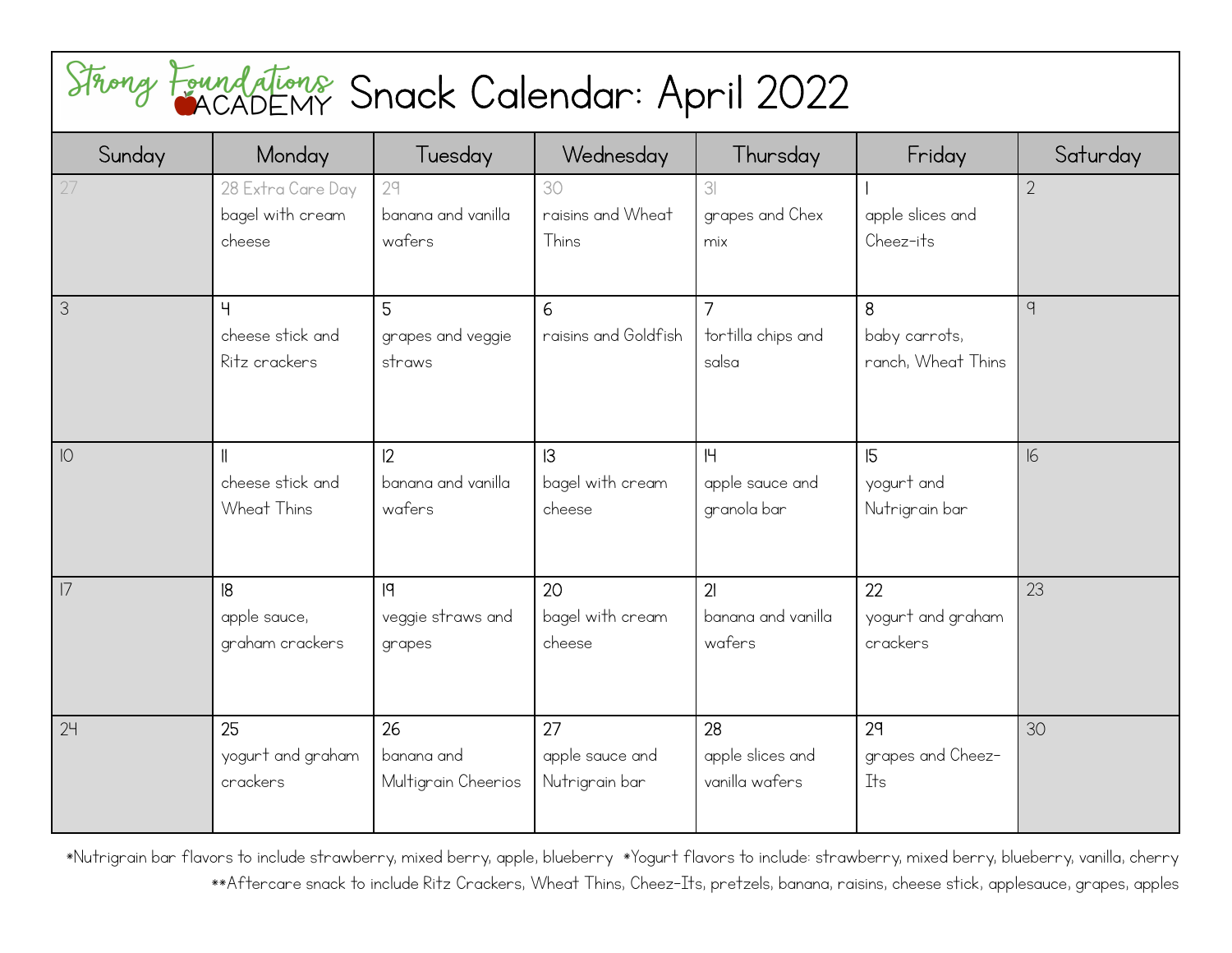# Strong Foundations ACADEMY Snack Calendar: April 2022

| Sunday | Monday | Tuesday | Wednesday | Thursday | Friday | Saturday |
| --- | --- | --- | --- | --- | --- | --- |
| 27 | 28 Extra Care Day bagel with cream cheese | 29 banana and vanilla wafers | 30 raisins and Wheat Thins | 31 grapes and Chex mix | 1 apple slices and Cheez-its | 2 |
| 3 | 4 cheese stick and Ritz crackers | 5 grapes and veggie straws | 6 raisins and Goldfish | 7 tortilla chips and salsa | 8 baby carrots, ranch, Wheat Thins | 9 |
| 10 | 11 cheese stick and Wheat Thins | 12 banana and vanilla wafers | 13 bagel with cream cheese | 14 apple sauce and granola bar | 15 yogurt and Nutrigrain bar | 16 |
| 17 | 18 apple sauce, graham crackers | 19 veggie straws and grapes | 20 bagel with cream cheese | 21 banana and vanilla wafers | 22 yogurt and graham crackers | 23 |
| 24 | 25 yogurt and graham crackers | 26 banana and Multigrain Cheerios | 27 apple sauce and Nutrigrain bar | 28 apple slices and vanilla wafers | 29 grapes and Cheez-Its | 30 |

*Nutrigrain bar flavors to include strawberry, mixed berry, apple, blueberry *Yogurt flavors to include: strawberry, mixed berry, blueberry, vanilla, cherry

**Aftercare snack to include Ritz Crackers, Wheat Thins, Cheez-Its, pretzels, banana, raisins, cheese stick, applesauce, grapes, apples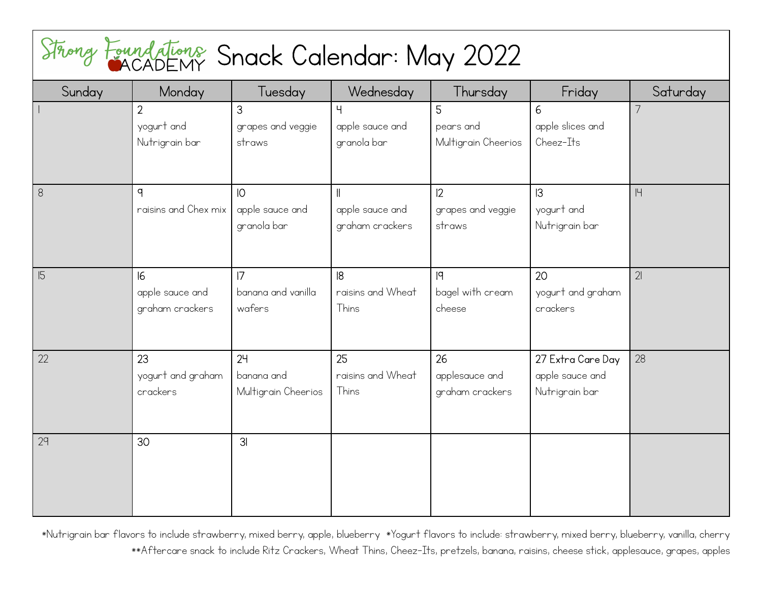# Strong Foundations ACADEMY Snack Calendar: May 2022

| Sunday | Monday | Tuesday | Wednesday | Thursday | Friday | Saturday |
|---|---|---|---|---|---|---|
| 1 | 2 yogurt and Nutrigrain bar | 3 grapes and veggie straws | 4 apple sauce and granola bar | 5 pears and Multigrain Cheerios | 6 apple slices and Cheez-Its | 7 |
| 8 | 9 raisins and Chex mix | 10 apple sauce and granola bar | 11 apple sauce and graham crackers | 12 grapes and veggie straws | 13 yogurt and Nutrigrain bar | 14 |
| 15 | 16 apple sauce and graham crackers | 17 banana and vanilla wafers | 18 raisins and Wheat Thins | 19 bagel with cream cheese | 20 yogurt and graham crackers | 21 |
| 22 | 23 yogurt and graham crackers | 24 banana and Multigrain Cheerios | 25 raisins and Wheat Thins | 26 applesauce and graham crackers | 27 Extra Care Day apple sauce and Nutrigrain bar | 28 |
| 29 | 30 | 31 | | | | |

*Nutrigrain bar flavors to include strawberry, mixed berry, apple, blueberry *Yogurt flavors to include: strawberry, mixed berry, blueberry, vanilla, cherry

**Aftercare snack to include Ritz Crackers, Wheat Thins, Cheez-Its, pretzels, banana, raisins, cheese stick, applesauce, grapes, apples